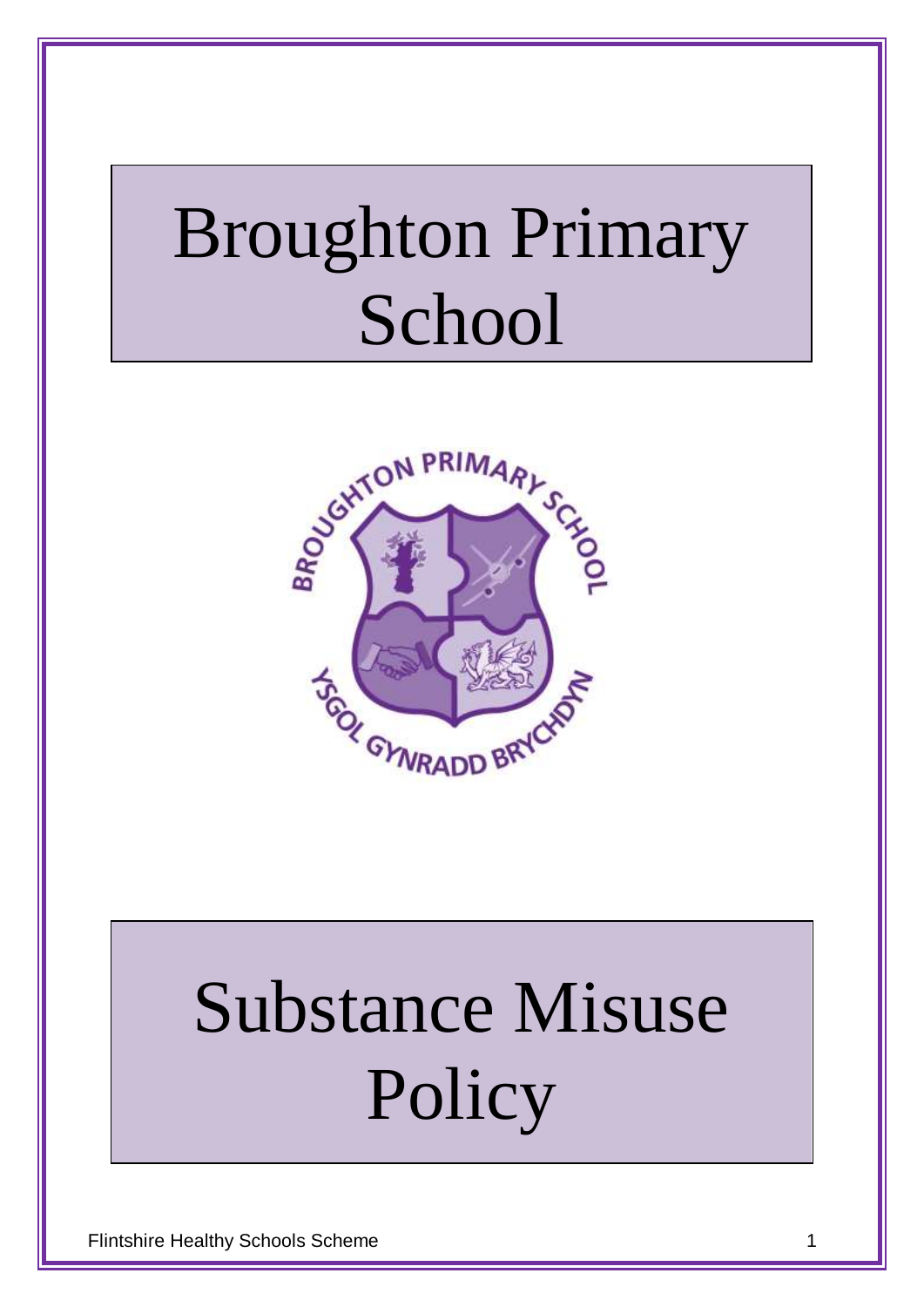# Broughton Primary School

# Substance Misuse Policy

Flintshire Healthy Schools Scheme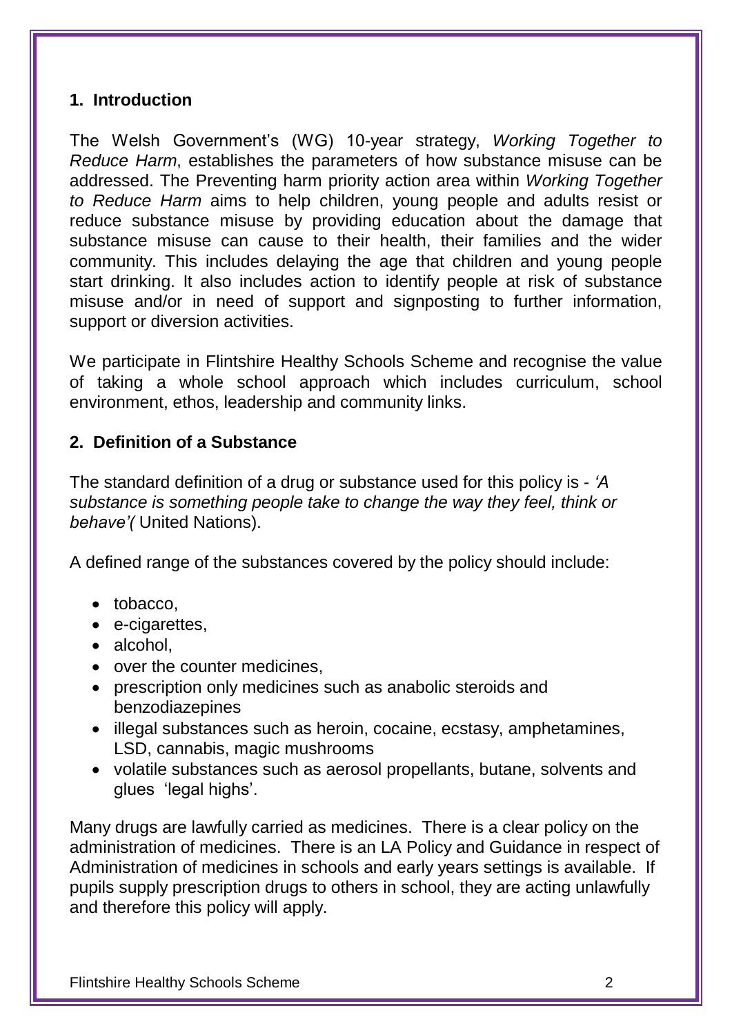## 1. Introduction

The Welsh Government's (WG) 10-year strategy, *Working Together to Reduce Harm*, establishes the parameters of how substance misuse can be addressed. The Preventing harm priority action area within *Working Together to Reduce Harm* aims to help children, young people and adults resist or reduce substance misuse by providing education about the damage that substance misuse can cause to their health, their families and the wider community. This includes delaying the age that children and young people start drinking. It also includes action to identify people at risk of substance misuse and/or in need of support and signposting to further information, support or diversion activities.

We participate in Flintshire Healthy Schools Scheme and recognise the value of taking a whole school approach which includes curriculum, school environment, ethos, leadership and community links.

## 2. Definition of a Substance

The standard definition of a drug or substance used for this policy is - *'A substance is something people take to change the way they feel, think or behave'(* United Nations).

A defined range of the substances covered by the policy should include:

- tobacco,
- e-cigarettes,
- alcohol,
- over the counter medicines,
- prescription only medicines such as anabolic steroids and benzodiazepines
- illegal substances such as heroin, cocaine, ecstasy, amphetamines, LSD, cannabis, magic mushrooms
- volatile substances such as aerosol propellants, butane, solvents and glues 'legal highs'.

Many drugs are lawfully carried as medicines. There is a clear policy on the administration of medicines. There is an LA Policy and Guidance in respect of Administration of medicines in schools and early years settings is available. If pupils supply prescription drugs to others in school, they are acting unlawfully and therefore this policy will apply.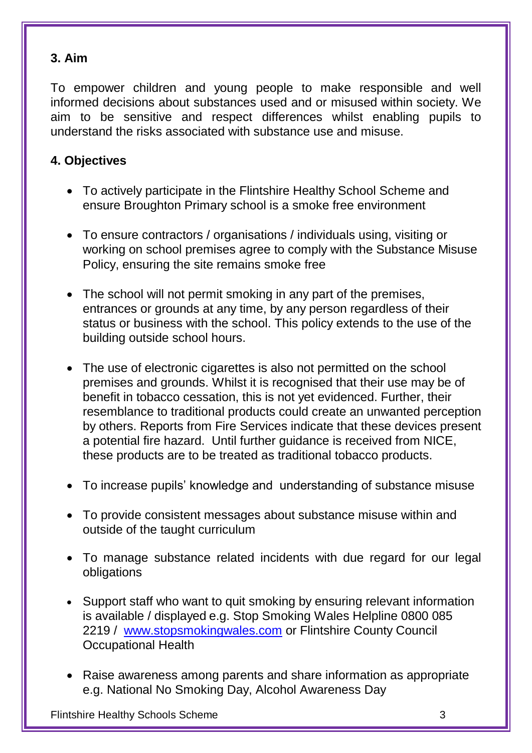## 3. Aim

To empower children and young people to make responsible and well informed decisions about substances used and or misused within society. We aim to be sensitive and respect differences whilst enabling pupils to understand the risks associated with substance use and misuse.

## 4. Objectives

- To actively participate in the Flintshire Healthy School Scheme and ensure Broughton Primary school is a smoke free environment
- To ensure contractors / organisations / individuals using, visiting or working on school premises agree to comply with the Substance Misuse Policy, ensuring the site remains smoke free
- The school will not permit smoking in any part of the premises, entrances or grounds at any time, by any person regardless of their status or business with the school. This policy extends to the use of the building outside school hours.
- The use of electronic cigarettes is also not permitted on the school premises and grounds. Whilst it is recognised that their use may be of benefit in tobacco cessation, this is not yet evidenced. Further, their resemblance to traditional products could create an unwanted perception by others. Reports from Fire Services indicate that these devices present a potential fire hazard. Until further guidance is received from NICE, these products are to be treated as traditional tobacco products.
- To increase pupils' knowledge and understanding of substance misuse
- To provide consistent messages about substance misuse within and outside of the taught curriculum
- To manage substance related incidents with due regard for our legal obligations
- Support staff who want to quit smoking by ensuring relevant information is available / displayed e.g. Stop Smoking Wales Helpline 0800 085 2219 / [www.stopsmokingwales.com](http://www.stopsmokingwales.com) or Flintshire County Council Occupational Health
- Raise awareness among parents and share information as appropriate e.g. National No Smoking Day, Alcohol Awareness Day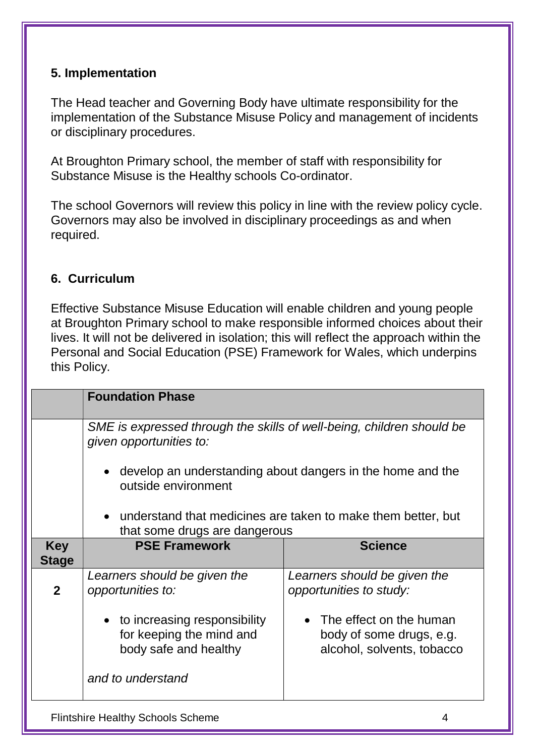## 5. Implementation

The Head teacher and Governing Body have ultimate responsibility for the implementation of the Substance Misuse Policy and management of incidents or disciplinary procedures.

At Broughton Primary school, the member of staff with responsibility for Substance Misuse is the Healthy schools Co-ordinator.

The school Governors will review this policy in line with the review policy cycle. Governors may also be involved in disciplinary proceedings as and when required.

## 6. Curriculum

Effective Substance Misuse Education will enable children and young people at Broughton Primary school to make responsible informed choices about their lives. It will not be delivered in isolation; this will reflect the approach within the Personal and Social Education (PSE) Framework for Wales, which underpins this Policy.

| | **Foundation Phase** | |
|---|---|---|
| | *SME is expressed through the skills of well-being, children should be given opportunities to:*<br><br>• develop an understanding about dangers in the home and the outside environment<br><br>• understand that medicines are taken to make them better, but that some drugs are dangerous | |
| **Key Stage** | **PSE Framework** | **Science** |
| **2** | *Learners should be given the opportunities to:*<br><br>• to increasing responsibility for keeping the mind and body safe and healthy<br><br>*and to understand* | *Learners should be given the opportunities to study:*<br><br>• The effect on the human body of some drugs, e.g. alcohol, solvents, tobacco |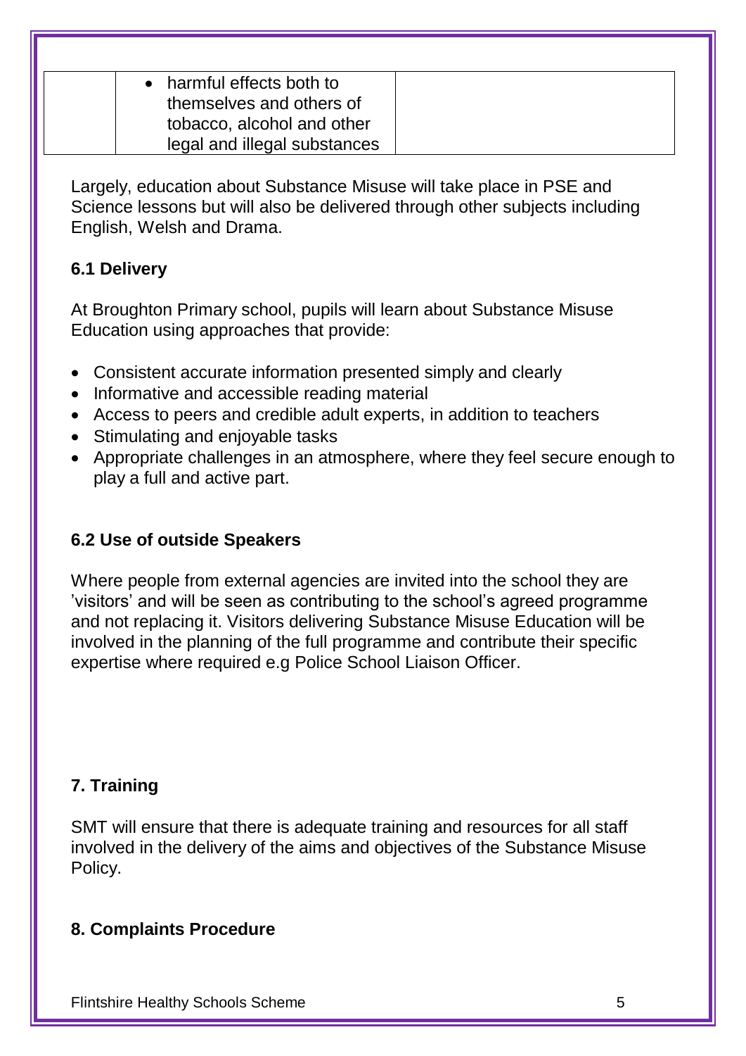|  | • harmful effects both to themselves and others of tobacco, alcohol and other legal and illegal substances |  |
|---|---|---|

Largely, education about Substance Misuse will take place in PSE and Science lessons but will also be delivered through other subjects including English, Welsh and Drama.

### 6.1 Delivery

At Broughton Primary school, pupils will learn about Substance Misuse Education using approaches that provide:

- Consistent accurate information presented simply and clearly
- Informative and accessible reading material
- Access to peers and credible adult experts, in addition to teachers
- Stimulating and enjoyable tasks
- Appropriate challenges in an atmosphere, where they feel secure enough to play a full and active part.

### 6.2 Use of outside Speakers

Where people from external agencies are invited into the school they are 'visitors' and will be seen as contributing to the school's agreed programme and not replacing it. Visitors delivering Substance Misuse Education will be involved in the planning of the full programme and contribute their specific expertise where required e.g Police School Liaison Officer.

## 7. Training

SMT will ensure that there is adequate training and resources for all staff involved in the delivery of the aims and objectives of the Substance Misuse Policy.

## 8. Complaints Procedure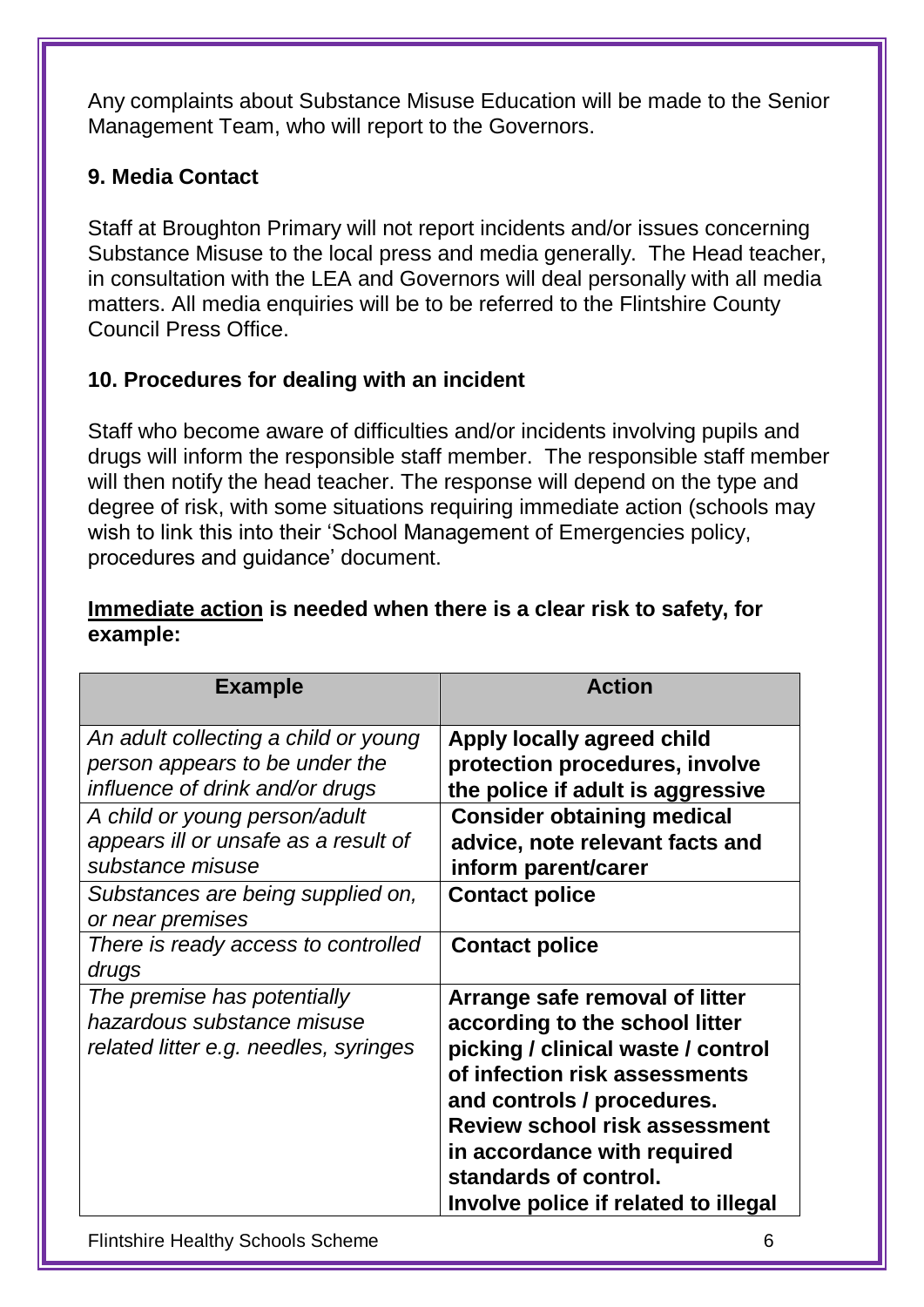Any complaints about Substance Misuse Education will be made to the Senior Management Team, who will report to the Governors.

### 9. Media Contact

Staff at Broughton Primary will not report incidents and/or issues concerning Substance Misuse to the local press and media generally. The Head teacher, in consultation with the LEA and Governors will deal personally with all media matters. All media enquiries will be to be referred to the Flintshire County Council Press Office.

### 10. Procedures for dealing with an incident

Staff who become aware of difficulties and/or incidents involving pupils and drugs will inform the responsible staff member. The responsible staff member will then notify the head teacher. The response will depend on the type and degree of risk, with some situations requiring immediate action (schools may wish to link this into their 'School Management of Emergencies policy, procedures and guidance' document.

**Immediate action is needed when there is a clear risk to safety, for example:**

| Example | Action |
|---|---|
| *An adult collecting a child or young person appears to be under the influence of drink and/or drugs* | **Apply locally agreed child protection procedures, involve the police if adult is aggressive** |
| *A child or young person/adult appears ill or unsafe as a result of substance misuse* | **Consider obtaining medical advice, note relevant facts and inform parent/carer** |
| *Substances are being supplied on, or near premises* | **Contact police** |
| *There is ready access to controlled drugs* | **Contact police** |
| *The premise has potentially hazardous substance misuse related litter e.g. needles, syringes* | **Arrange safe removal of litter according to the school litter picking / clinical waste / control of infection risk assessments and controls / procedures. Review school risk assessment in accordance with required standards of control. Involve police if related to illegal** |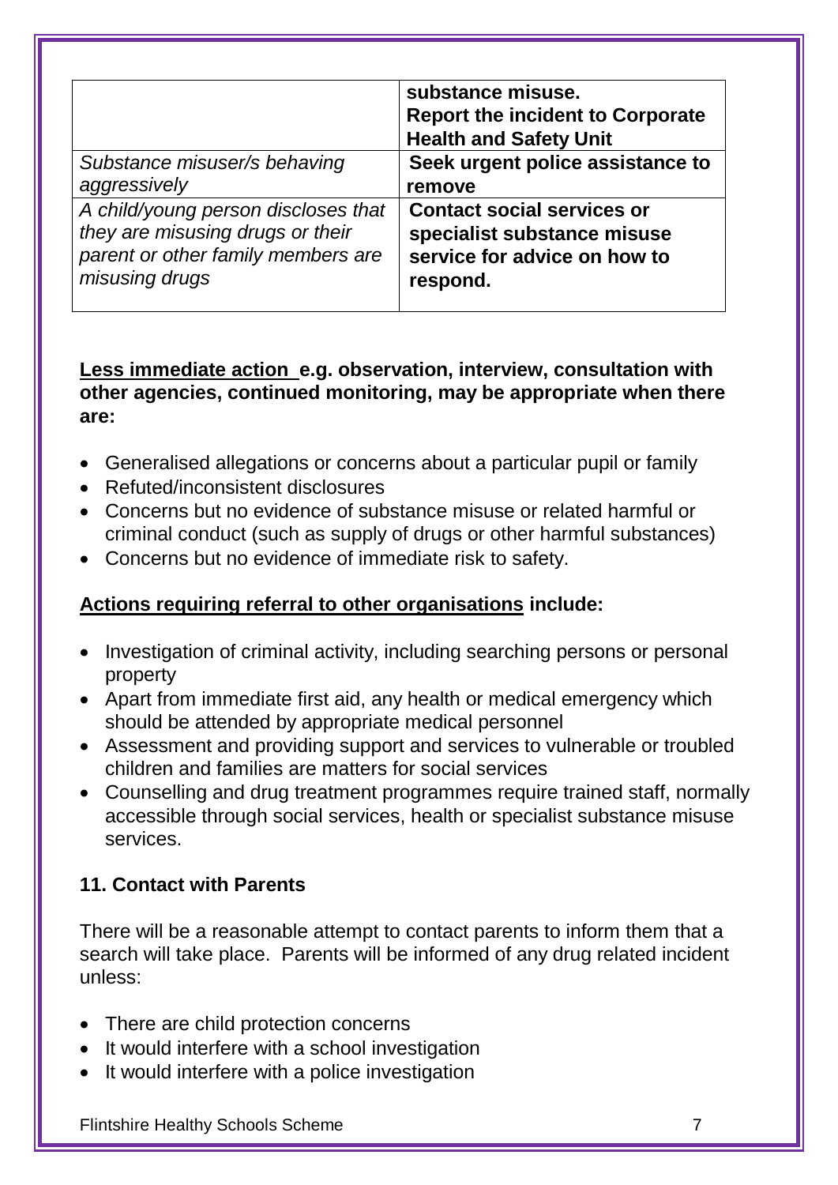| | |
|---|---|
| | **substance misuse.** **Report the incident to Corporate Health and Safety Unit** |
| *Substance misuser/s behaving aggressively* | **Seek urgent police assistance to remove** |
| *A child/young person discloses that they are misusing drugs or their parent or other family members are misusing drugs* | **Contact social services or specialist substance misuse service for advice on how to respond.** |

**<u>Less immediate action</u> e.g. observation, interview, consultation with other agencies, continued monitoring, may be appropriate when there are:**

- Generalised allegations or concerns about a particular pupil or family
- Refuted/inconsistent disclosures
- Concerns but no evidence of substance misuse or related harmful or criminal conduct (such as supply of drugs or other harmful substances)
- Concerns but no evidence of immediate risk to safety.

**<u>Actions requiring referral to other organisations</u> include:**

- Investigation of criminal activity, including searching persons or personal property
- Apart from immediate first aid, any health or medical emergency which should be attended by appropriate medical personnel
- Assessment and providing support and services to vulnerable or troubled children and families are matters for social services
- Counselling and drug treatment programmes require trained staff, normally accessible through social services, health or specialist substance misuse services.

## 11. Contact with Parents

There will be a reasonable attempt to contact parents to inform them that a search will take place. Parents will be informed of any drug related incident unless:

- There are child protection concerns
- It would interfere with a school investigation
- It would interfere with a police investigation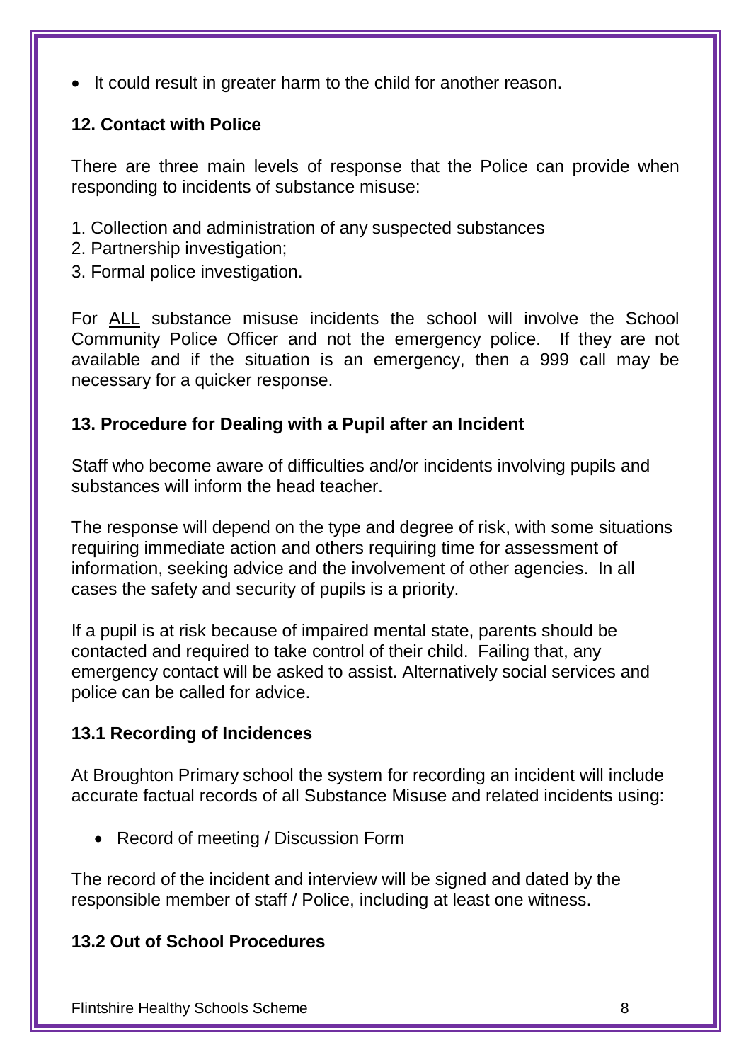- It could result in greater harm to the child for another reason.

## 12. Contact with Police

There are three main levels of response that the Police can provide when responding to incidents of substance misuse:

1. Collection and administration of any suspected substances
2. Partnership investigation;
3. Formal police investigation.

For ALL substance misuse incidents the school will involve the School Community Police Officer and not the emergency police. If they are not available and if the situation is an emergency, then a 999 call may be necessary for a quicker response.

## 13. Procedure for Dealing with a Pupil after an Incident

Staff who become aware of difficulties and/or incidents involving pupils and substances will inform the head teacher.

The response will depend on the type and degree of risk, with some situations requiring immediate action and others requiring time for assessment of information, seeking advice and the involvement of other agencies. In all cases the safety and security of pupils is a priority.

If a pupil is at risk because of impaired mental state, parents should be contacted and required to take control of their child. Failing that, any emergency contact will be asked to assist. Alternatively social services and police can be called for advice.

### 13.1 Recording of Incidences

At Broughton Primary school the system for recording an incident will include accurate factual records of all Substance Misuse and related incidents using:

- Record of meeting / Discussion Form

The record of the incident and interview will be signed and dated by the responsible member of staff / Police, including at least one witness.

### 13.2 Out of School Procedures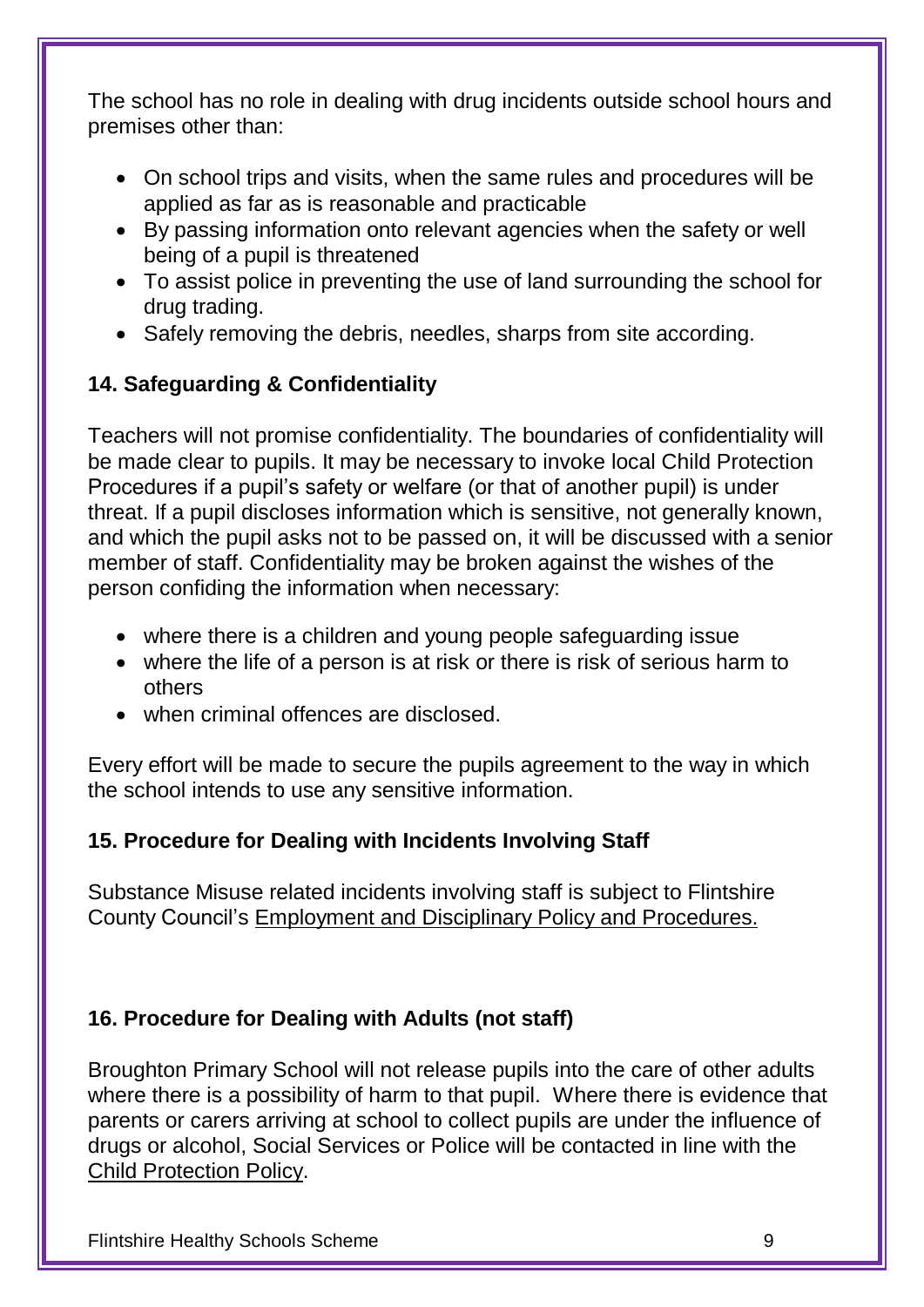The school has no role in dealing with drug incidents outside school hours and premises other than:

- On school trips and visits, when the same rules and procedures will be applied as far as is reasonable and practicable
- By passing information onto relevant agencies when the safety or well being of a pupil is threatened
- To assist police in preventing the use of land surrounding the school for drug trading.
- Safely removing the debris, needles, sharps from site according.

## 14. Safeguarding & Confidentiality

Teachers will not promise confidentiality. The boundaries of confidentiality will be made clear to pupils. It may be necessary to invoke local Child Protection Procedures if a pupil's safety or welfare (or that of another pupil) is under threat. If a pupil discloses information which is sensitive, not generally known, and which the pupil asks not to be passed on, it will be discussed with a senior member of staff. Confidentiality may be broken against the wishes of the person confiding the information when necessary:

- where there is a children and young people safeguarding issue
- where the life of a person is at risk or there is risk of serious harm to others
- when criminal offences are disclosed.

Every effort will be made to secure the pupils agreement to the way in which the school intends to use any sensitive information.

## 15. Procedure for Dealing with Incidents Involving Staff

Substance Misuse related incidents involving staff is subject to Flintshire County Council's Employment and Disciplinary Policy and Procedures.

## 16. Procedure for Dealing with Adults (not staff)

Broughton Primary School will not release pupils into the care of other adults where there is a possibility of harm to that pupil. Where there is evidence that parents or carers arriving at school to collect pupils are under the influence of drugs or alcohol, Social Services or Police will be contacted in line with the Child Protection Policy.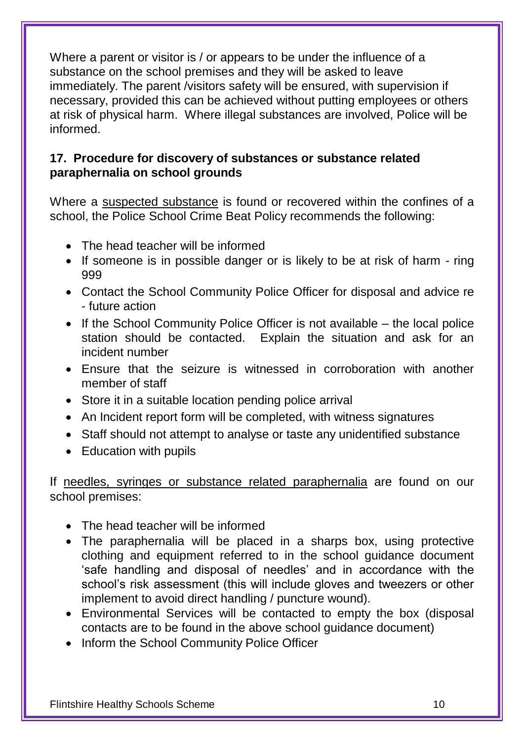Where a parent or visitor is / or appears to be under the influence of a substance on the school premises and they will be asked to leave immediately. The parent /visitors safety will be ensured, with supervision if necessary, provided this can be achieved without putting employees or others at risk of physical harm. Where illegal substances are involved, Police will be informed.

**17. Procedure for discovery of substances or substance related paraphernalia on school grounds**

Where a <u>suspected substance</u> is found or recovered within the confines of a school, the Police School Crime Beat Policy recommends the following:

- The head teacher will be informed
- If someone is in possible danger or is likely to be at risk of harm - ring 999
- Contact the School Community Police Officer for disposal and advice re - future action
- If the School Community Police Officer is not available – the local police station should be contacted. Explain the situation and ask for an incident number
- Ensure that the seizure is witnessed in corroboration with another member of staff
- Store it in a suitable location pending police arrival
- An Incident report form will be completed, with witness signatures
- Staff should not attempt to analyse or taste any unidentified substance
- Education with pupils

If <u>needles, syringes or substance related paraphernalia</u> are found on our school premises:

- The head teacher will be informed
- The paraphernalia will be placed in a sharps box, using protective clothing and equipment referred to in the school guidance document 'safe handling and disposal of needles' and in accordance with the school's risk assessment (this will include gloves and tweezers or other implement to avoid direct handling / puncture wound).
- Environmental Services will be contacted to empty the box (disposal contacts are to be found in the above school guidance document)
- Inform the School Community Police Officer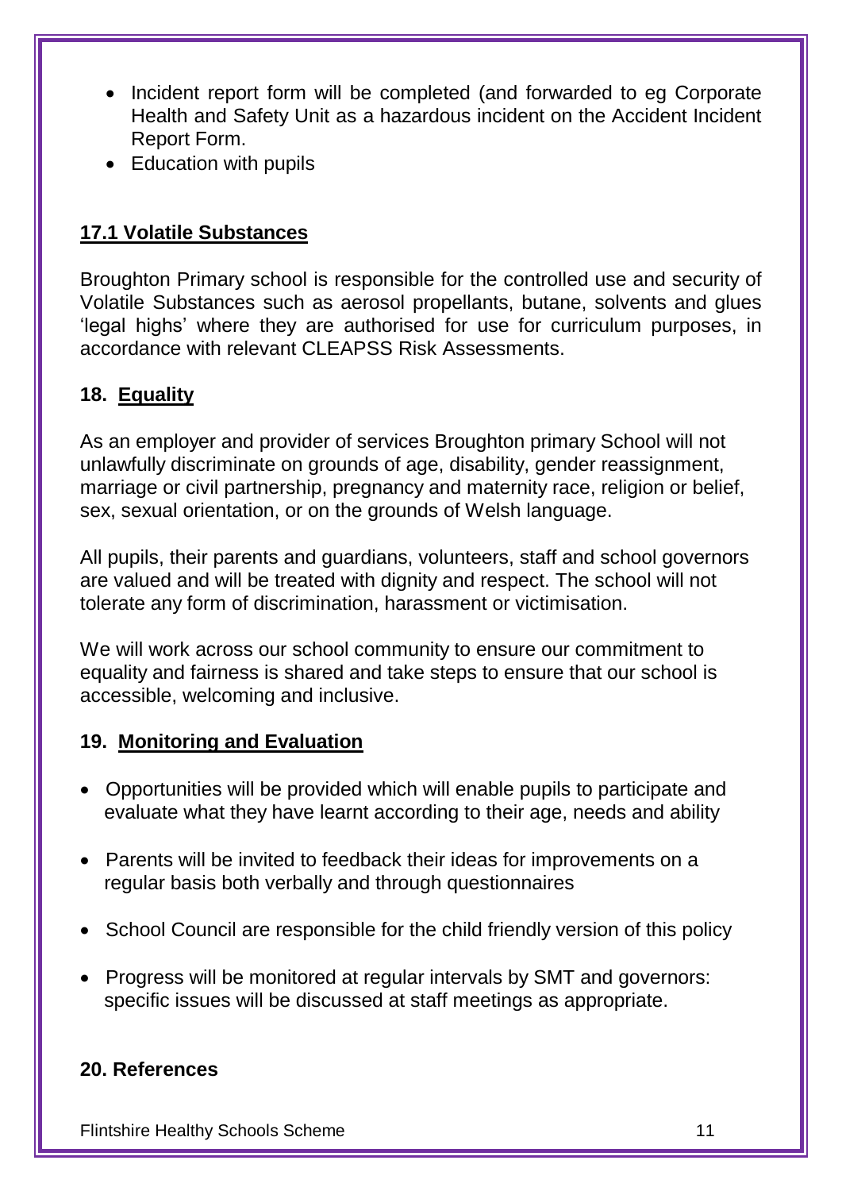- Incident report form will be completed (and forwarded to eg Corporate Health and Safety Unit as a hazardous incident on the Accident Incident Report Form.
- Education with pupils

### 17.1 Volatile Substances

Broughton Primary school is responsible for the controlled use and security of Volatile Substances such as aerosol propellants, butane, solvents and glues 'legal highs' where they are authorised for use for curriculum purposes, in accordance with relevant CLEAPSS Risk Assessments.

## 18. Equality

As an employer and provider of services Broughton primary School will not unlawfully discriminate on grounds of age, disability, gender reassignment, marriage or civil partnership, pregnancy and maternity race, religion or belief, sex, sexual orientation, or on the grounds of Welsh language.

All pupils, their parents and guardians, volunteers, staff and school governors are valued and will be treated with dignity and respect. The school will not tolerate any form of discrimination, harassment or victimisation.

We will work across our school community to ensure our commitment to equality and fairness is shared and take steps to ensure that our school is accessible, welcoming and inclusive.

## 19. Monitoring and Evaluation

- Opportunities will be provided which will enable pupils to participate and evaluate what they have learnt according to their age, needs and ability
- Parents will be invited to feedback their ideas for improvements on a regular basis both verbally and through questionnaires
- School Council are responsible for the child friendly version of this policy
- Progress will be monitored at regular intervals by SMT and governors: specific issues will be discussed at staff meetings as appropriate.

## 20. References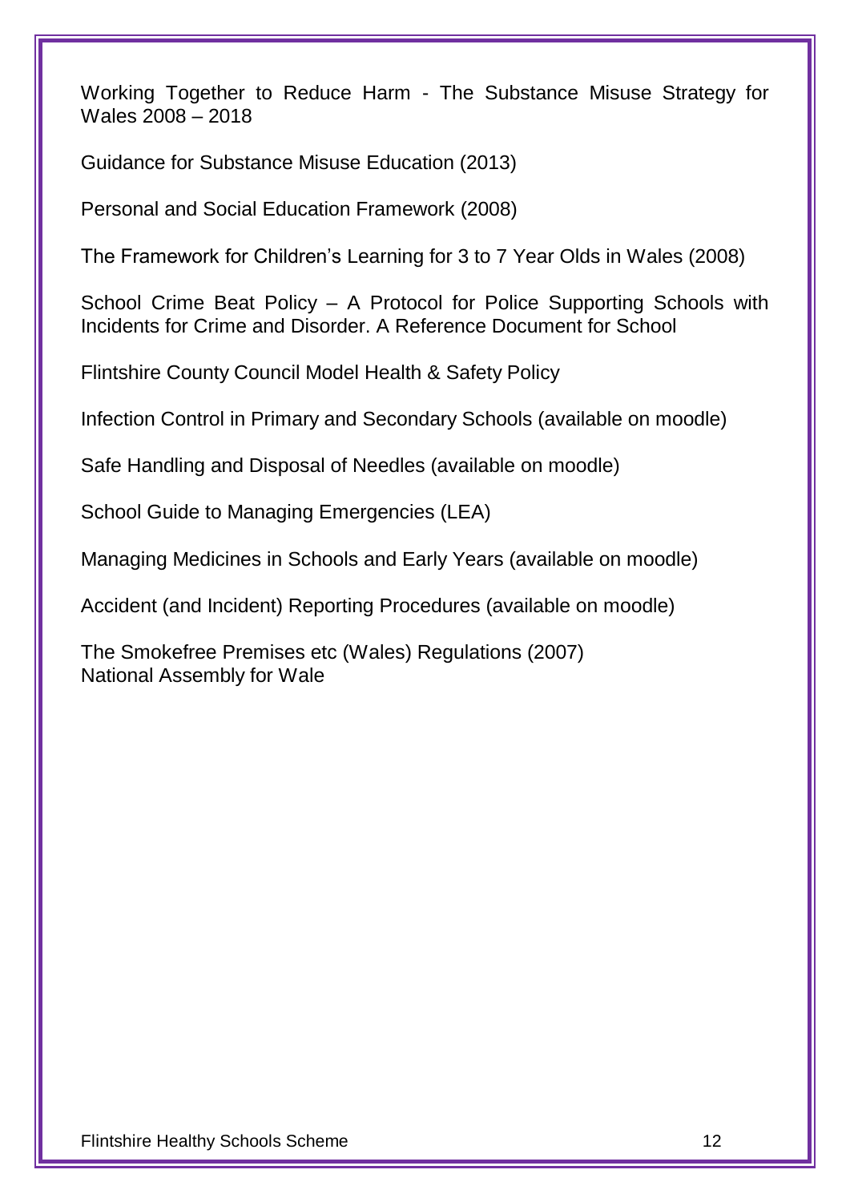Working Together to Reduce Harm - The Substance Misuse Strategy for Wales 2008 – 2018

Guidance for Substance Misuse Education (2013)

Personal and Social Education Framework (2008)

The Framework for Children's Learning for 3 to 7 Year Olds in Wales (2008)

School Crime Beat Policy – A Protocol for Police Supporting Schools with Incidents for Crime and Disorder. A Reference Document for School

Flintshire County Council Model Health & Safety Policy

Infection Control in Primary and Secondary Schools (available on moodle)

Safe Handling and Disposal of Needles (available on moodle)

School Guide to Managing Emergencies (LEA)

Managing Medicines in Schools and Early Years (available on moodle)

Accident (and Incident) Reporting Procedures (available on moodle)

The Smokefree Premises etc (Wales) Regulations (2007)
National Assembly for Wale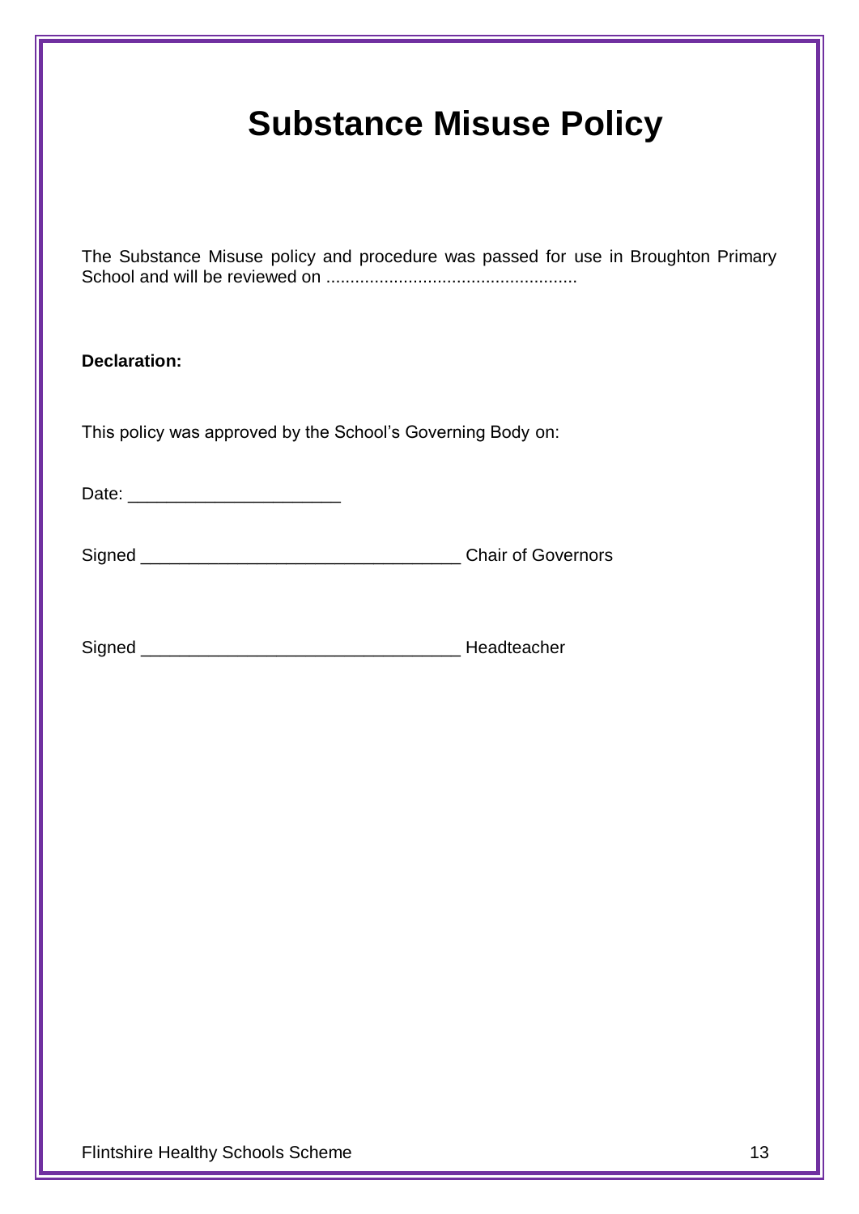# Substance Misuse Policy

The Substance Misuse policy and procedure was passed for use in Broughton Primary School and will be reviewed on ...................................................

**Declaration:**

This policy was approved by the School's Governing Body on:

Date: ______________________

Signed _________________________________ Chair of Governors

Signed _________________________________ Headteacher

Flintshire Healthy Schools Scheme